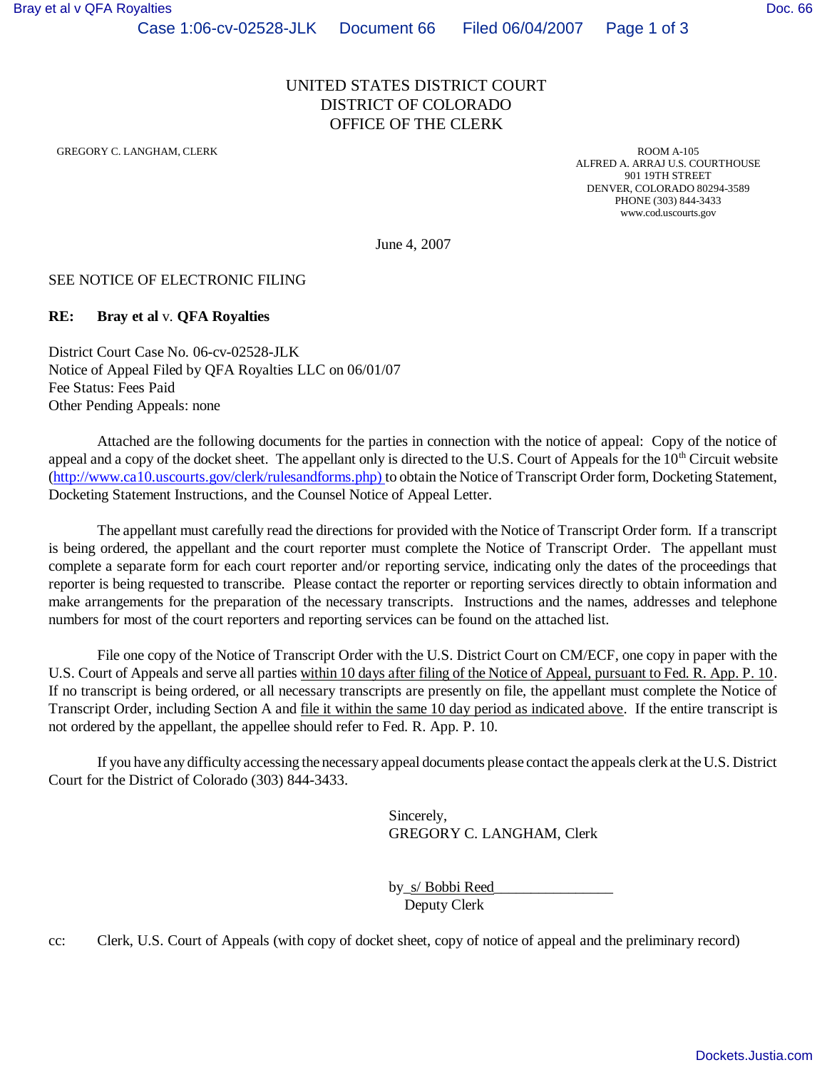# UNITED STATES DISTRICT COURT
## DISTRICT OF COLORADO
## OFFICE OF THE CLERK

GREGORY C. LANGHAM, CLERK

ROOM A-105
ALFRED A. ARRAJ U.S. COURTHOUSE
901 19TH STREET
DENVER, COLORADO 80294-3589
PHONE (303) 844-3433
www.cod.uscourts.gov

June 4, 2007

SEE NOTICE OF ELECTRONIC FILING

**RE: Bray et al** v. **QFA Royalties**

District Court Case No. 06-cv-02528-JLK
Notice of Appeal Filed by QFA Royalties LLC on 06/01/07
Fee Status: Fees Paid
Other Pending Appeals: none

Attached are the following documents for the parties in connection with the notice of appeal: Copy of the notice of appeal and a copy of the docket sheet. The appellant only is directed to the U.S. Court of Appeals for the 10th Circuit website (http://www.ca10.uscourts.gov/clerk/rulesandforms.php) to obtain the Notice of Transcript Order form, Docketing Statement, Docketing Statement Instructions, and the Counsel Notice of Appeal Letter.

The appellant must carefully read the directions for provided with the Notice of Transcript Order form. If a transcript is being ordered, the appellant and the court reporter must complete the Notice of Transcript Order. The appellant must complete a separate form for each court reporter and/or reporting service, indicating only the dates of the proceedings that reporter is being requested to transcribe. Please contact the reporter or reporting services directly to obtain information and make arrangements for the preparation of the necessary transcripts. Instructions and the names, addresses and telephone numbers for most of the court reporters and reporting services can be found on the attached list.

File one copy of the Notice of Transcript Order with the U.S. District Court on CM/ECF, one copy in paper with the U.S. Court of Appeals and serve all parties within 10 days after filing of the Notice of Appeal, pursuant to Fed. R. App. P. 10. If no transcript is being ordered, or all necessary transcripts are presently on file, the appellant must complete the Notice of Transcript Order, including Section A and file it within the same 10 day period as indicated above. If the entire transcript is not ordered by the appellant, the appellee should refer to Fed. R. App. P. 10.

If you have any difficulty accessing the necessary appeal documents please contact the appeals clerk at the U.S. District Court for the District of Colorado (303) 844-3433.

Sincerely,
GREGORY C. LANGHAM, Clerk

by s/ Bobbi Reed________________
Deputy Clerk

cc: Clerk, U.S. Court of Appeals (with copy of docket sheet, copy of notice of appeal and the preliminary record)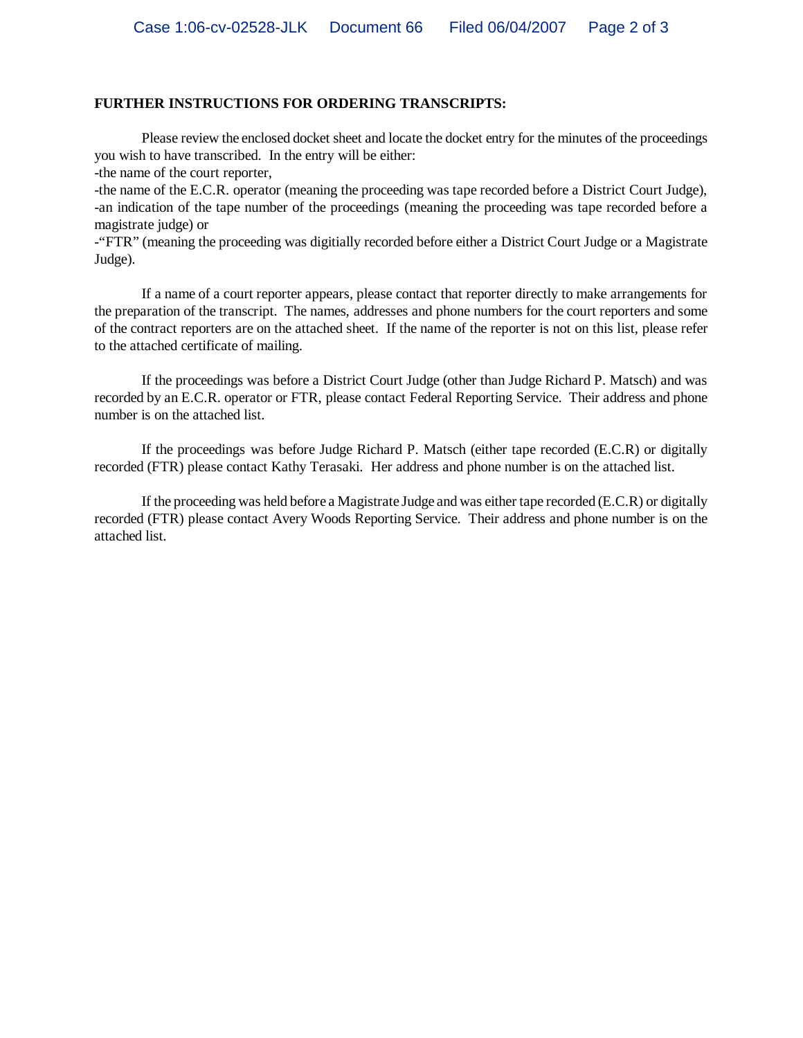**FURTHER INSTRUCTIONS FOR ORDERING TRANSCRIPTS:**

Please review the enclosed docket sheet and locate the docket entry for the minutes of the proceedings you wish to have transcribed. In the entry will be either:
-the name of the court reporter,
-the name of the E.C.R. operator (meaning the proceeding was tape recorded before a District Court Judge),
-an indication of the tape number of the proceedings (meaning the proceeding was tape recorded before a magistrate judge) or
-"FTR" (meaning the proceeding was digitially recorded before either a District Court Judge or a Magistrate Judge).

If a name of a court reporter appears, please contact that reporter directly to make arrangements for the preparation of the transcript. The names, addresses and phone numbers for the court reporters and some of the contract reporters are on the attached sheet. If the name of the reporter is not on this list, please refer to the attached certificate of mailing.

If the proceedings was before a District Court Judge (other than Judge Richard P. Matsch) and was recorded by an E.C.R. operator or FTR, please contact Federal Reporting Service. Their address and phone number is on the attached list.

If the proceedings was before Judge Richard P. Matsch (either tape recorded (E.C.R) or digitally recorded (FTR) please contact Kathy Terasaki. Her address and phone number is on the attached list.

If the proceeding was held before a Magistrate Judge and was either tape recorded (E.C.R) or digitally recorded (FTR) please contact Avery Woods Reporting Service. Their address and phone number is on the attached list.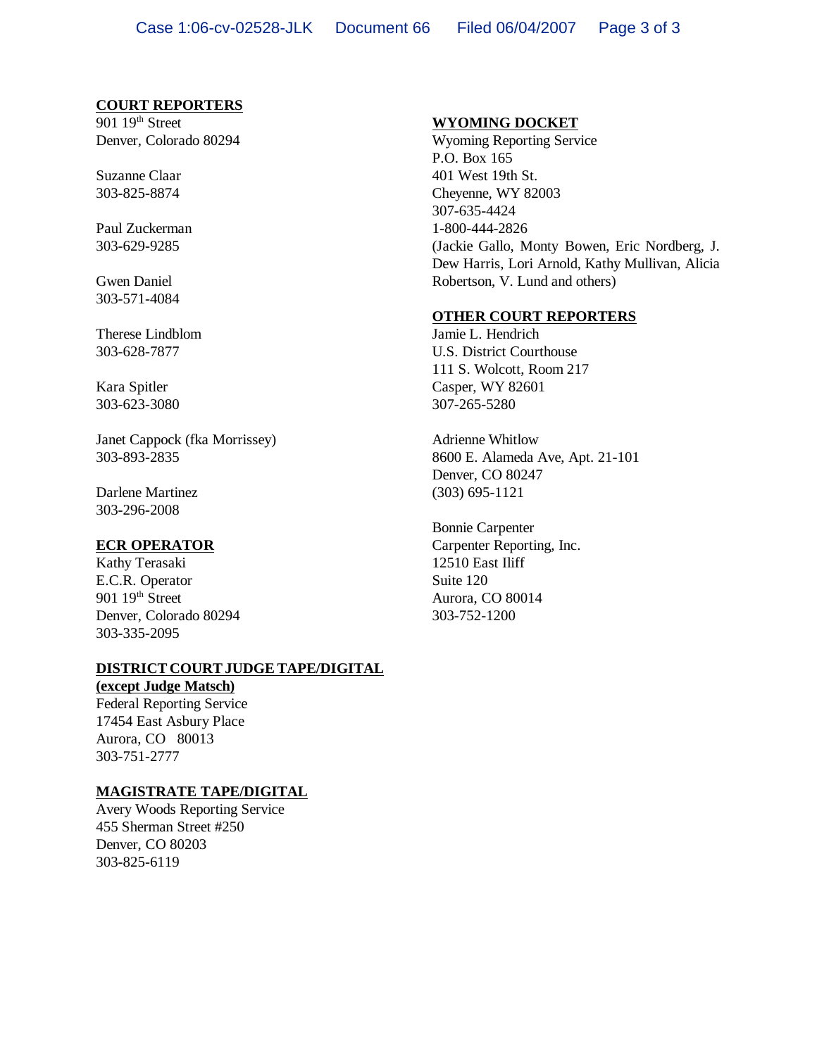**COURT REPORTERS**
901 19th Street
Denver, Colorado 80294

Suzanne Claar
303-825-8874

Paul Zuckerman
303-629-9285

Gwen Daniel
303-571-4084

Therese Lindblom
303-628-7877

Kara Spitler
303-623-3080

Janet Cappock (fka Morrissey)
303-893-2835

Darlene Martinez
303-296-2008

**ECR OPERATOR**
Kathy Terasaki
E.C.R. Operator
901 19th Street
Denver, Colorado 80294
303-335-2095

**DISTRICT COURT JUDGE TAPE/DIGITAL (except Judge Matsch)**
Federal Reporting Service
17454 East Asbury Place
Aurora, CO 80013
303-751-2777

**MAGISTRATE TAPE/DIGITAL**
Avery Woods Reporting Service
455 Sherman Street #250
Denver, CO 80203
303-825-6119

**WYOMING DOCKET**
Wyoming Reporting Service
P.O. Box 165
401 West 19th St.
Cheyenne, WY 82003
307-635-4424
1-800-444-2826
(Jackie Gallo, Monty Bowen, Eric Nordberg, J. Dew Harris, Lori Arnold, Kathy Mullivan, Alicia Robertson, V. Lund and others)

**OTHER COURT REPORTERS**
Jamie L. Hendrich
U.S. District Courthouse
111 S. Wolcott, Room 217
Casper, WY 82601
307-265-5280

Adrienne Whitlow
8600 E. Alameda Ave, Apt. 21-101
Denver, CO 80247
(303) 695-1121

Bonnie Carpenter
Carpenter Reporting, Inc.
12510 East Iliff
Suite 120
Aurora, CO 80014
303-752-1200